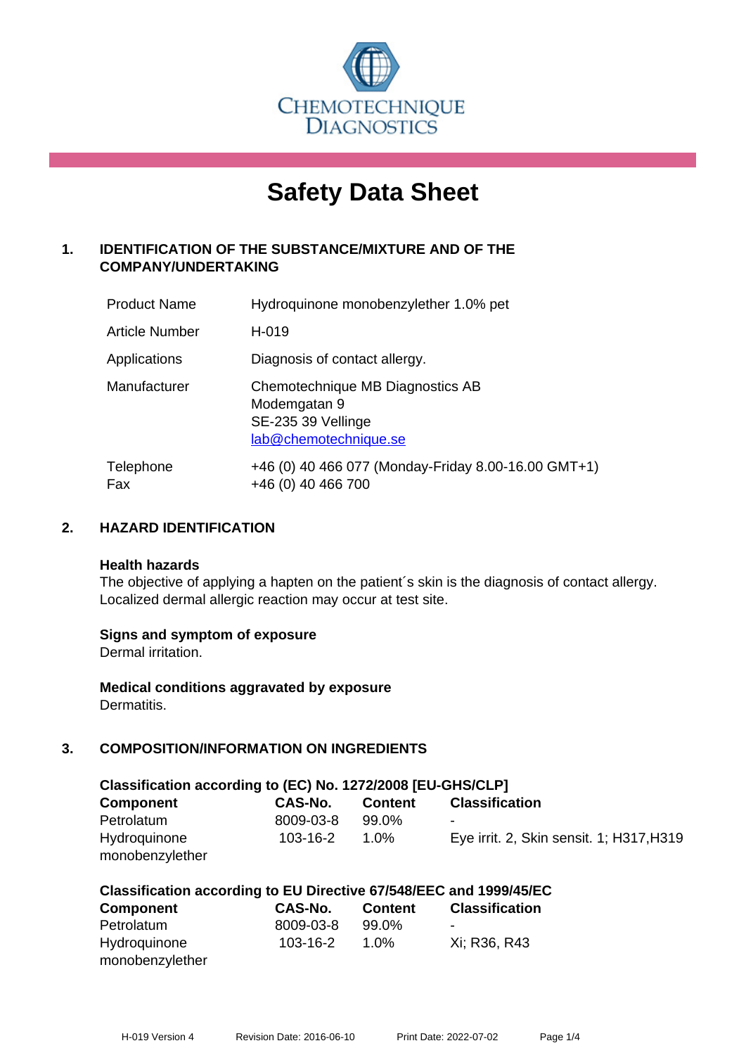CHEMOTECHNIQUE DIAGNOSTICS

# Safety Data Sheet

## 1. IDENTIFICATION OF THE SUBSTANCE/MIXTURE AND OF THE COMPANY/UNDERTAKING

| | |
|---|---|
| Product Name | Hydroquinone monobenzylether 1.0% pet |
| Article Number | H-019 |
| Applications | Diagnosis of contact allergy. |
| Manufacturer | Chemotechnique MB Diagnostics AB<br>Modemgatan 9<br>SE-235 39 Vellinge<br>lab@chemotechnique.se |
| Telephone<br>Fax | +46 (0) 40 466 077 (Monday-Friday 8.00-16.00 GMT+1)<br>+46 (0) 40 466 700 |

## 2. HAZARD IDENTIFICATION

**Health hazards**
The objective of applying a hapten on the patient´s skin is the diagnosis of contact allergy. Localized dermal allergic reaction may occur at test site.

**Signs and symptom of exposure**
Dermal irritation.

**Medical conditions aggravated by exposure**
Dermatitis.

## 3. COMPOSITION/INFORMATION ON INGREDIENTS

**Classification according to (EC) No. 1272/2008 [EU-GHS/CLP]**

| Component | CAS-No. | Content | Classification |
|---|---|---|---|
| Petrolatum | 8009-03-8 | 99.0% | - |
| Hydroquinone monobenzylether | 103-16-2 | 1.0% | Eye irrit. 2, Skin sensit. 1; H317,H319 |

**Classification according to EU Directive 67/548/EEC and 1999/45/EC**

| Component | CAS-No. | Content | Classification |
|---|---|---|---|
| Petrolatum | 8009-03-8 | 99.0% | - |
| Hydroquinone monobenzylether | 103-16-2 | 1.0% | Xi; R36, R43 |

H-019 Version 4 Revision Date: 2016-06-10 Print Date: 2022-07-02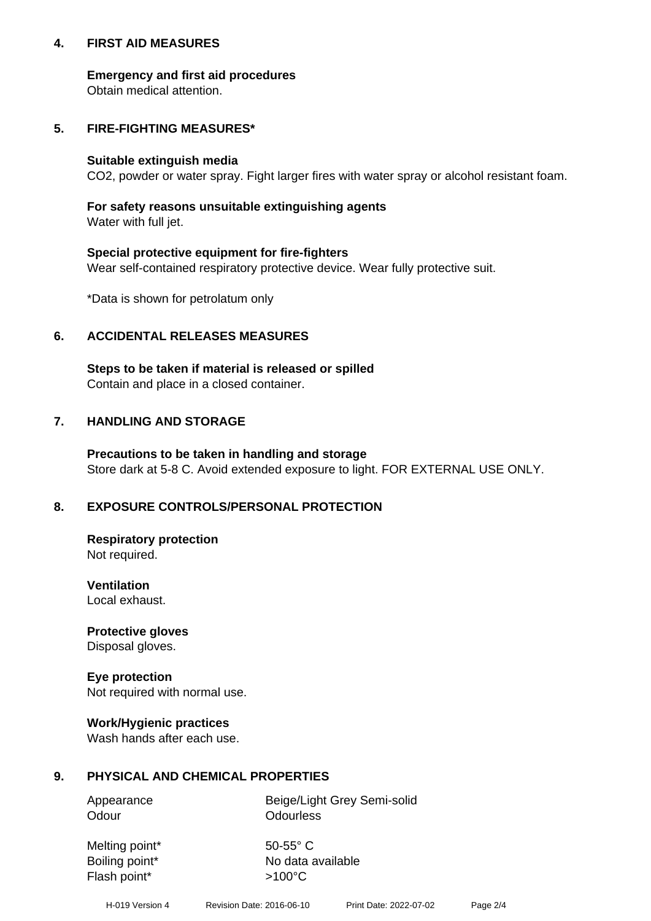## 4. FIRST AID MEASURES

**Emergency and first aid procedures**
Obtain medical attention.

## 5. FIRE-FIGHTING MEASURES*

**Suitable extinguish media**
$CO_2$, powder or water spray. Fight larger fires with water spray or alcohol resistant foam.

**For safety reasons unsuitable extinguishing agents**
Water with full jet.

**Special protective equipment for fire-fighters**
Wear self-contained respiratory protective device. Wear fully protective suit.

*Data is shown for petrolatum only

## 6. ACCIDENTAL RELEASES MEASURES

**Steps to be taken if material is released or spilled**
Contain and place in a closed container.

## 7. HANDLING AND STORAGE

**Precautions to be taken in handling and storage**
Store dark at 5-8 C. Avoid extended exposure to light. FOR EXTERNAL USE ONLY.

## 8. EXPOSURE CONTROLS/PERSONAL PROTECTION

**Respiratory protection**
Not required.

**Ventilation**
Local exhaust.

**Protective gloves**
Disposal gloves.

**Eye protection**
Not required with normal use.

**Work/Hygienic practices**
Wash hands after each use.

## 9. PHYSICAL AND CHEMICAL PROPERTIES

| | |
|---|---|
| Appearance | Beige/Light Grey Semi-solid |
| Odour | Odourless |
| Melting point* | 50-55° C |
| Boiling point* | No data available |
| Flash point* | >100°C |

H-019 Version 4 Revision Date: 2016-06-10 Print Date: 2022-07-02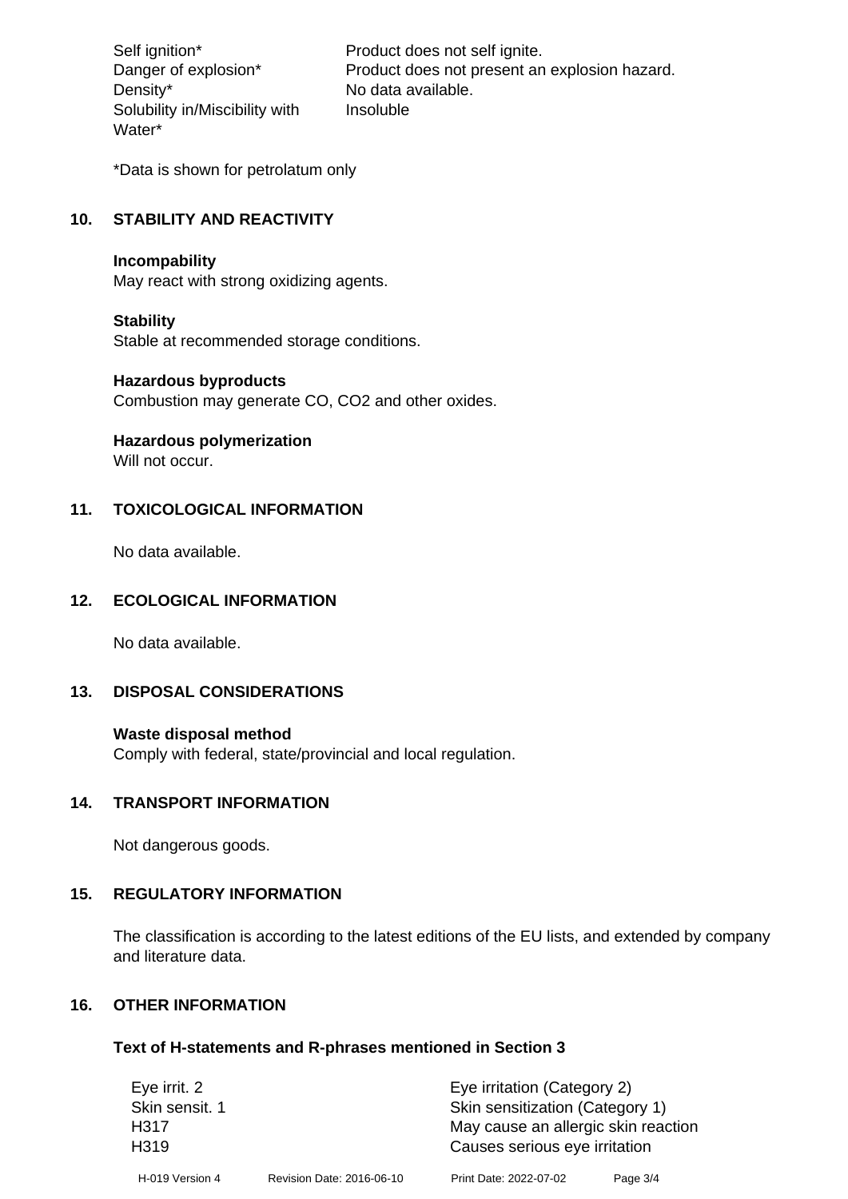| | |
|---|---|
| Self ignition* | Product does not self ignite. |
| Danger of explosion* | Product does not present an explosion hazard. |
| Density* | No data available. |
| Solubility in/Miscibility with Water* | Insoluble |

*Data is shown for petrolatum only

## 10. STABILITY AND REACTIVITY

**Incompability**
May react with strong oxidizing agents.

**Stability**
Stable at recommended storage conditions.

**Hazardous byproducts**
Combustion may generate CO, $CO_2$ and other oxides.

**Hazardous polymerization**
Will not occur.

## 11. TOXICOLOGICAL INFORMATION

No data available.

## 12. ECOLOGICAL INFORMATION

No data available.

## 13. DISPOSAL CONSIDERATIONS

**Waste disposal method**
Comply with federal, state/provincial and local regulation.

## 14. TRANSPORT INFORMATION

Not dangerous goods.

## 15. REGULATORY INFORMATION

The classification is according to the latest editions of the EU lists, and extended by company and literature data.

## 16. OTHER INFORMATION

**Text of H-statements and R-phrases mentioned in Section 3**

| | |
|---|---|
| Eye irrit. 2 | Eye irritation (Category 2) |
| Skin sensit. 1 | Skin sensitization (Category 1) |
| H317 | May cause an allergic skin reaction |
| H319 | Causes serious eye irritation |

H-019 Version 4 Revision Date: 2016-06-10 Print Date: 2022-07-02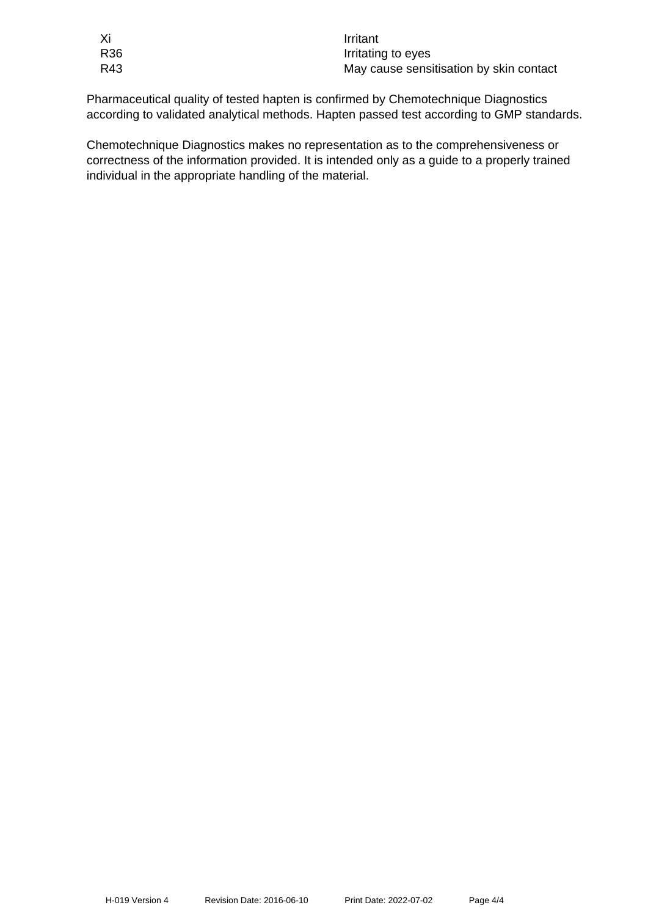| | |
|---|---|
| Xi | Irritant |
| R36 | Irritating to eyes |
| R43 | May cause sensitisation by skin contact |

Pharmaceutical quality of tested hapten is confirmed by Chemotechnique Diagnostics according to validated analytical methods. Hapten passed test according to GMP standards.

Chemotechnique Diagnostics makes no representation as to the comprehensiveness or correctness of the information provided. It is intended only as a guide to a properly trained individual in the appropriate handling of the material.